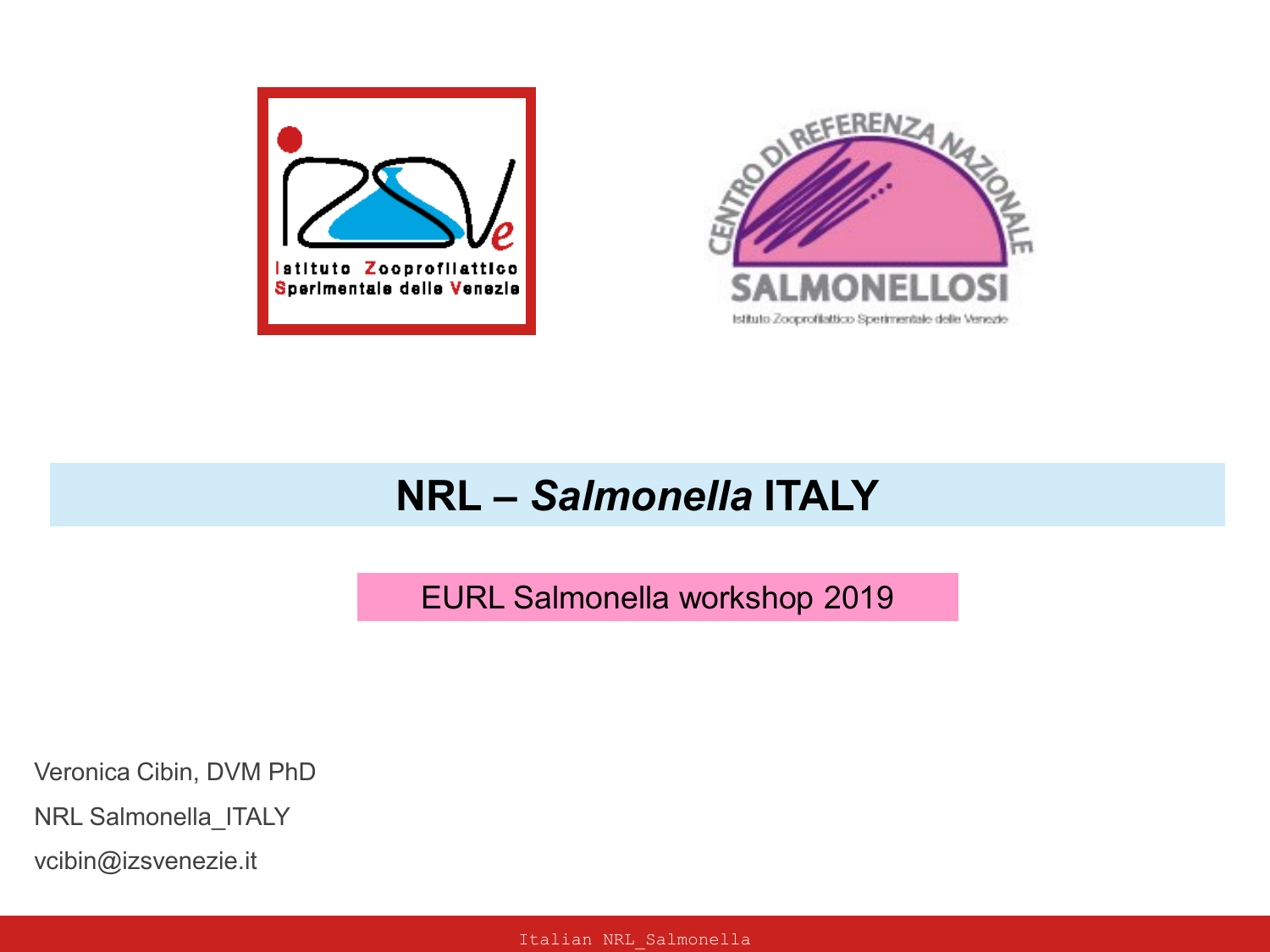# NRL – *Salmonella* ITALY

EURL Salmonella workshop 2019

Veronica Cibin, DVM PhD

NRL Salmonella_ITALY

vcibin@izsvenezie.it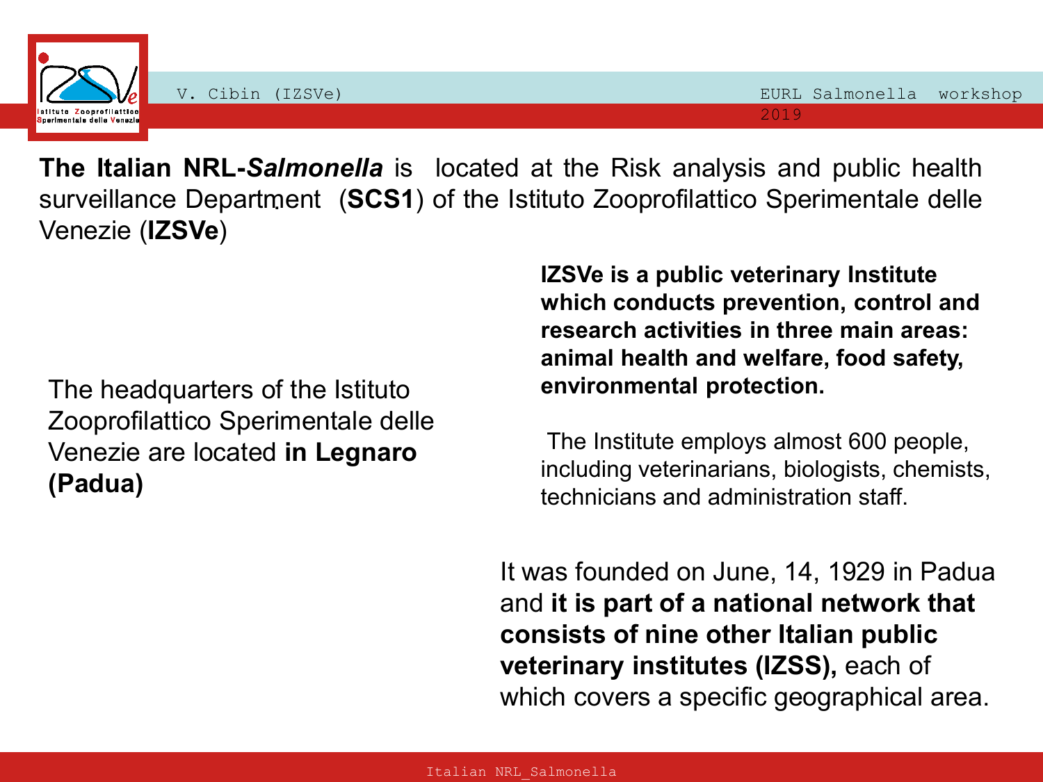**The Italian NRL-*Salmonella*** is located at the Risk analysis and public health surveillance Department (**SCS1**) of the Istituto Zooprofilattico Sperimentale delle Venezie (**IZSVe**)

The headquarters of the Istituto Zooprofilattico Sperimentale delle Venezie are located **in Legnaro (Padua)**

**IZSVe is a public veterinary Institute which conducts prevention, control and research activities in three main areas: animal health and welfare, food safety, environmental protection.**

The Institute employs almost 600 people, including veterinarians, biologists, chemists, technicians and administration staff.

It was founded on June, 14, 1929 in Padua and **it is part of a national network that consists of nine other Italian public veterinary institutes (IZSS),** each of which covers a specific geographical area.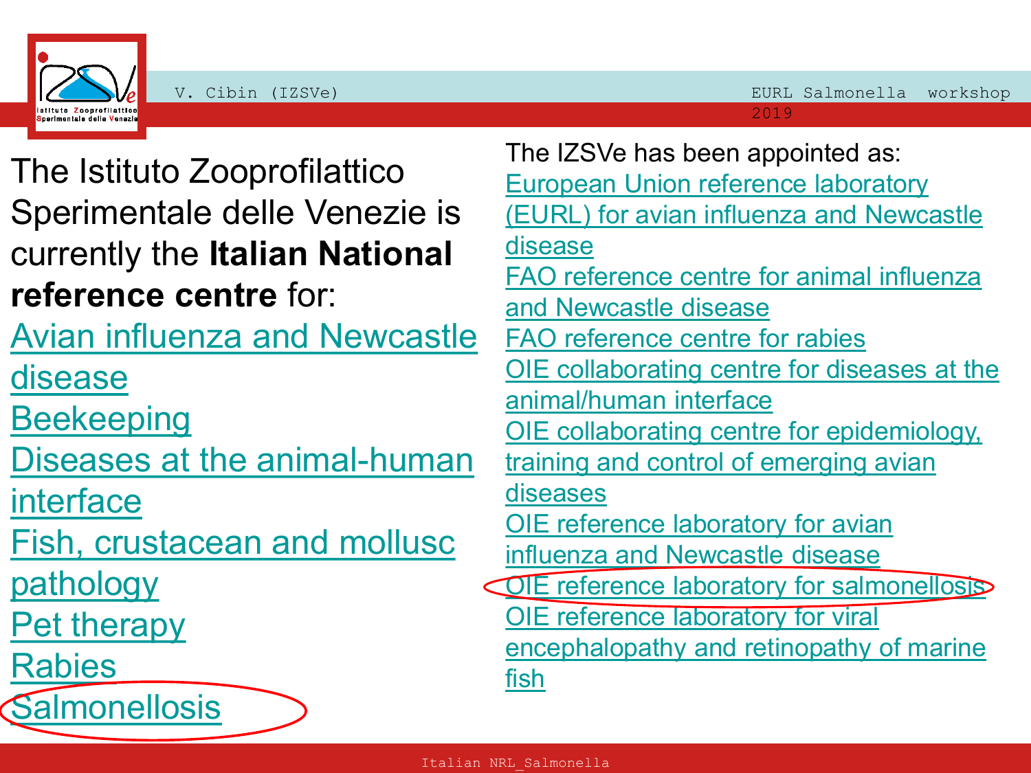The Istituto Zooprofilattico Sperimentale delle Venezie is currently the **Italian National reference centre** for:

- Avian influenza and Newcastle disease
- Beekeeping
- Diseases at the animal-human interface
- Fish, crustacean and mollusc pathology
- Pet therapy
- Rabies
- Salmonellosis

The IZSVe has been appointed as:

- European Union reference laboratory (EURL) for avian influenza and Newcastle disease
- FAO reference centre for animal influenza and Newcastle disease
- FAO reference centre for rabies
- OIE collaborating centre for diseases at the animal/human interface
- OIE collaborating centre for epidemiology, training and control of emerging avian diseases
- OIE reference laboratory for avian influenza and Newcastle disease
- OIE reference laboratory for salmonellosis
- OIE reference laboratory for viral encephalopathy and retinopathy of marine fish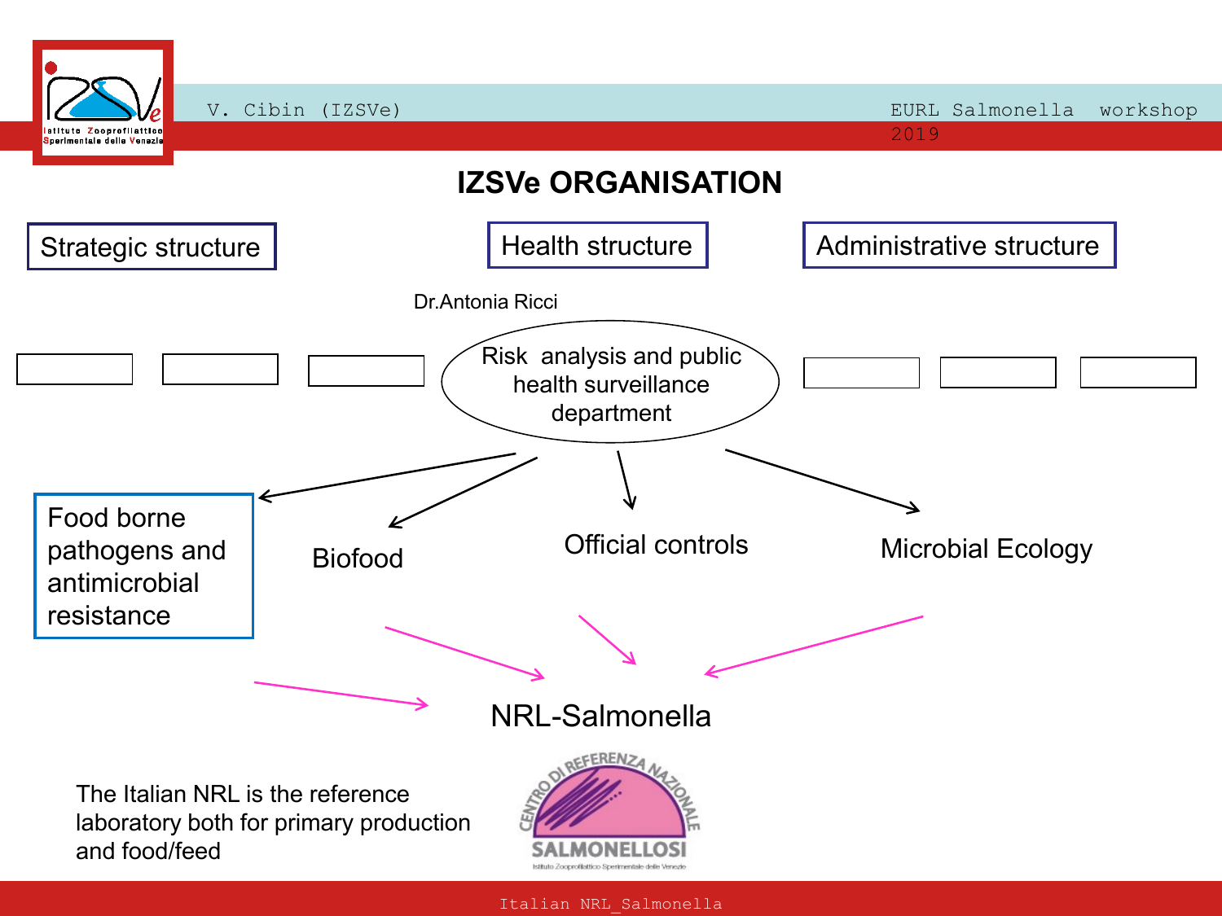# IZSVe ORGANISATION

Strategic structure

Health structure

Administrative structure

Dr.Antonia Ricci

Risk analysis and public health surveillance department

- Food borne pathogens and antimicrobial resistance
- Biofood
- Official controls
- Microbial Ecology

NRL-Salmonella

The Italian NRL is the reference laboratory both for primary production and food/feed

CENTRO DI REFERENZA NAZIONALE SALMONELLOSI

Istituto Zooprofilattico Sperimentale delle Venezie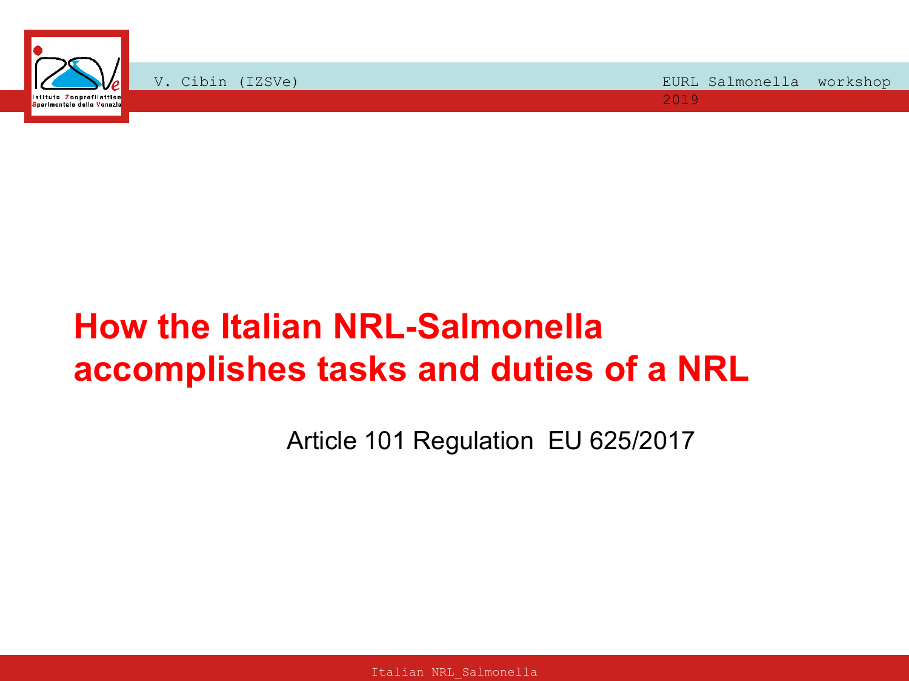# How the Italian NRL-Salmonella accomplishes tasks and duties of a NRL

Article 101 Regulation EU 625/2017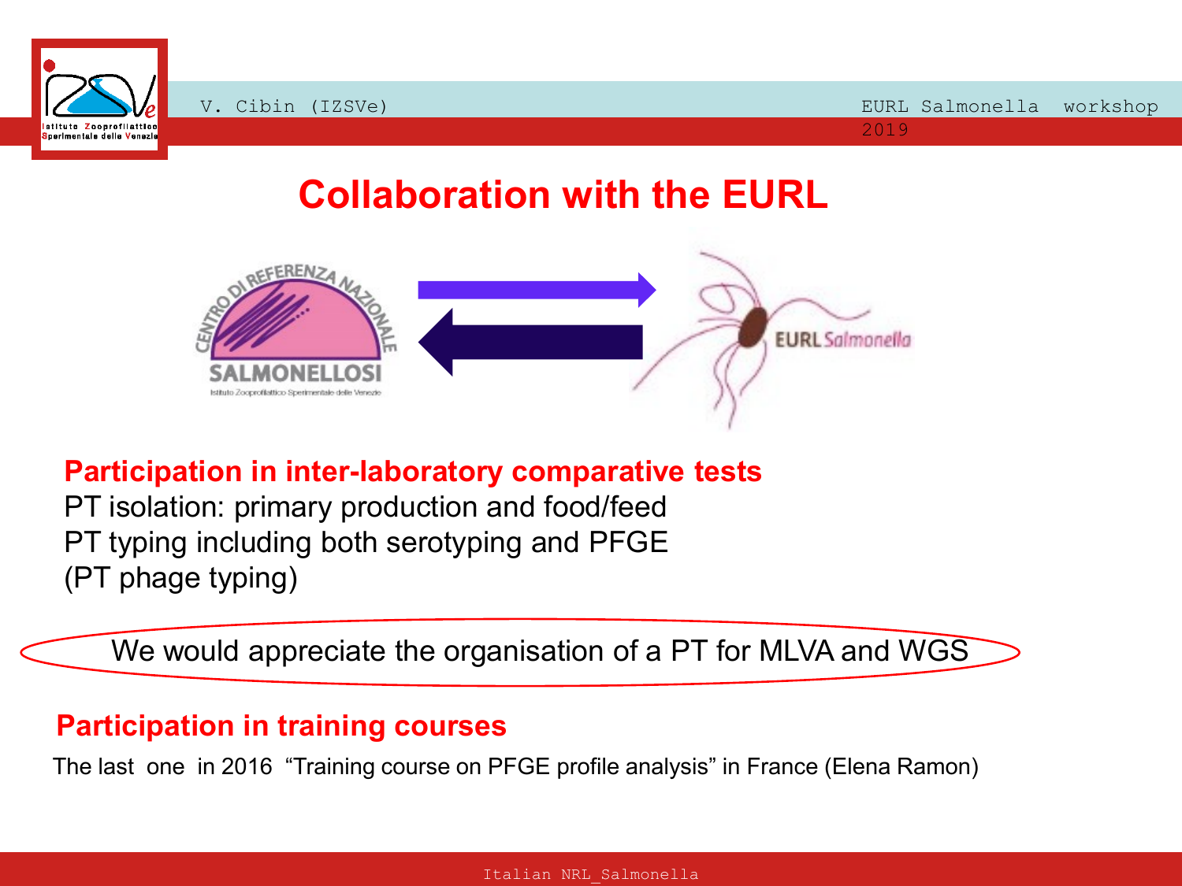# Collaboration with the EURL

**Participation in inter-laboratory comparative tests**

PT isolation: primary production and food/feed
PT typing including both serotyping and PFGE
(PT phage typing)

We would appreciate the organisation of a PT for MLVA and WGS

**Participation in training courses**

The last one in 2016 "Training course on PFGE profile analysis" in France (Elena Ramon)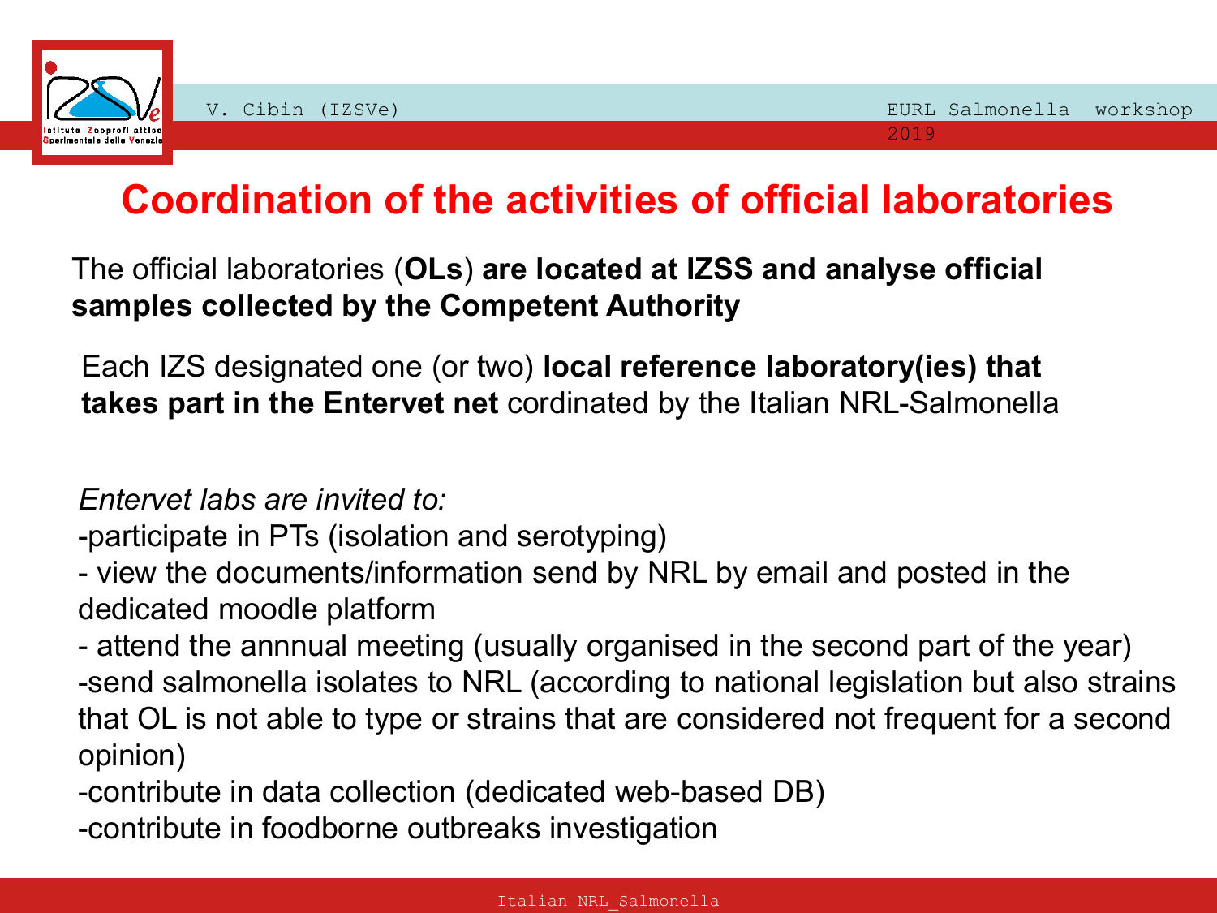# Coordination of the activities of official laboratories

The official laboratories (**OLs**) **are located at IZSS and analyse official samples collected by the Competent Authority**

Each IZS designated one (or two) **local reference laboratory(ies) that takes part in the Entervet net** cordinated by the Italian NRL-Salmonella

*Entervet labs are invited to:*

-participate in PTs (isolation and serotyping)

- view the documents/information send by NRL by email and posted in the dedicated moodle platform

- attend the annnual meeting (usually organised in the second part of the year)

-send salmonella isolates to NRL (according to national legislation but also strains that OL is not able to type or strains that are considered not frequent for a second opinion)

-contribute in data collection (dedicated web-based DB)

-contribute in foodborne outbreaks investigation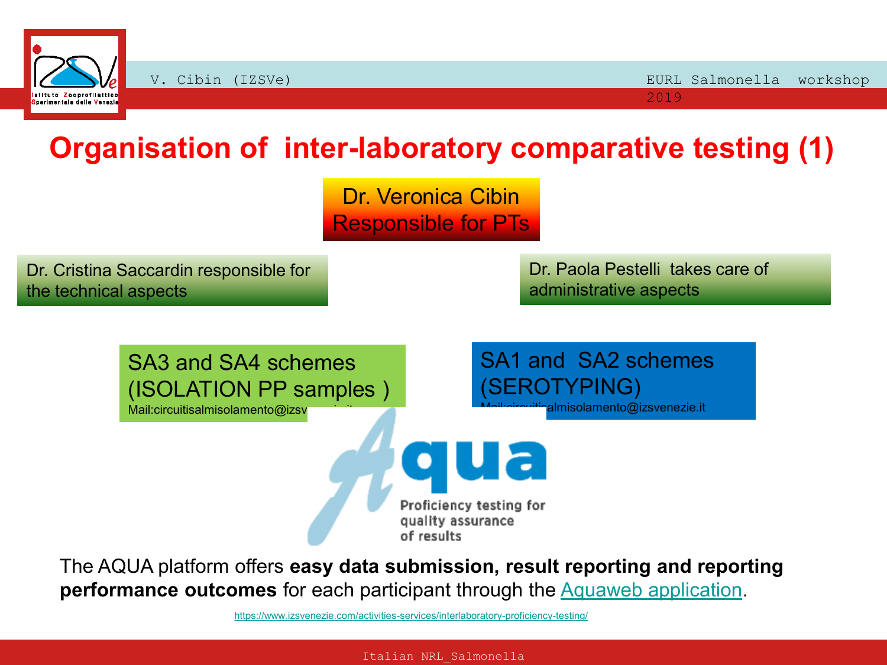# Organisation of inter-laboratory comparative testing (1)

Dr. Veronica Cibin
Responsible for PTs

Dr. Cristina Saccardin responsible for the technical aspects

Dr. Paola Pestelli takes care of administrative aspects

SA3 and SA4 schemes (ISOLATION PP samples )
Mail:circuitisalmisolamento@izsv

SA1 and SA2 schemes (SEROTYPING)
Mail:circuitisalmisolamento@izsvenezie.it

Aqua
Proficiency testing for quality assurance of results

The AQUA platform offers **easy data submission, result reporting and reporting performance outcomes** for each participant through the Aquaweb application.

https://www.izsvenezie.com/activities-services/interlaboratory-proficiency-testing/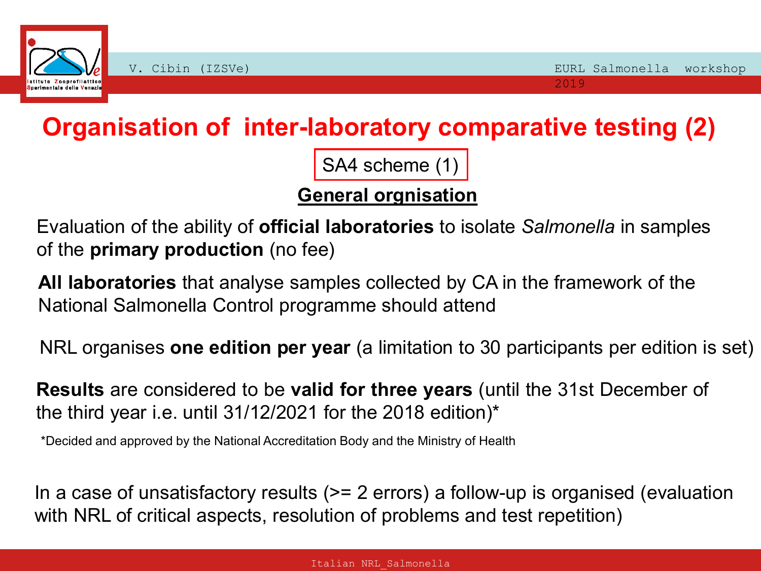# Organisation of inter-laboratory comparative testing (2)

SA4 scheme (1)

## General orgnisation

Evaluation of the ability of **official laboratories** to isolate *Salmonella* in samples of the **primary production** (no fee)

**All laboratories** that analyse samples collected by CA in the framework of the National Salmonella Control programme should attend

NRL organises **one edition per year** (a limitation to 30 participants per edition is set)

**Results** are considered to be **valid for three years** (until the 31st December of the third year i.e. until 31/12/2021 for the 2018 edition)*

*Decided and approved by the National Accreditation Body and the Ministry of Health

In a case of unsatisfactory results (>= 2 errors) a follow-up is organised (evaluation with NRL of critical aspects, resolution of problems and test repetition)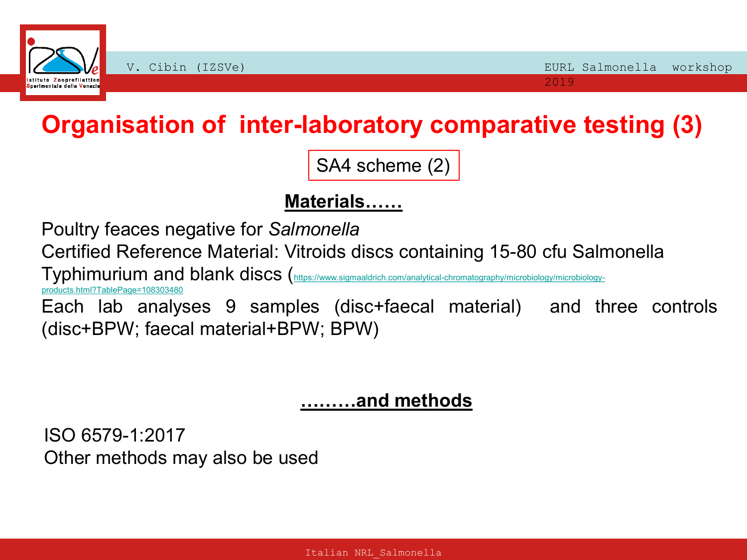# Organisation of inter-laboratory comparative testing (3)

SA4 scheme (2)

## Materials……

Poultry feaces negative for *Salmonella*

Certified Reference Material: Vitroids discs containing 15-80 cfu Salmonella Typhimurium and blank discs (https://www.sigmaaldrich.com/analytical-chromatography/microbiology/microbiology-products.html?TablePage=108303480

Each lab analyses 9 samples (disc+faecal material) and three controls (disc+BPW; faecal material+BPW; BPW)

## ………and methods

ISO 6579-1:2017

Other methods may also be used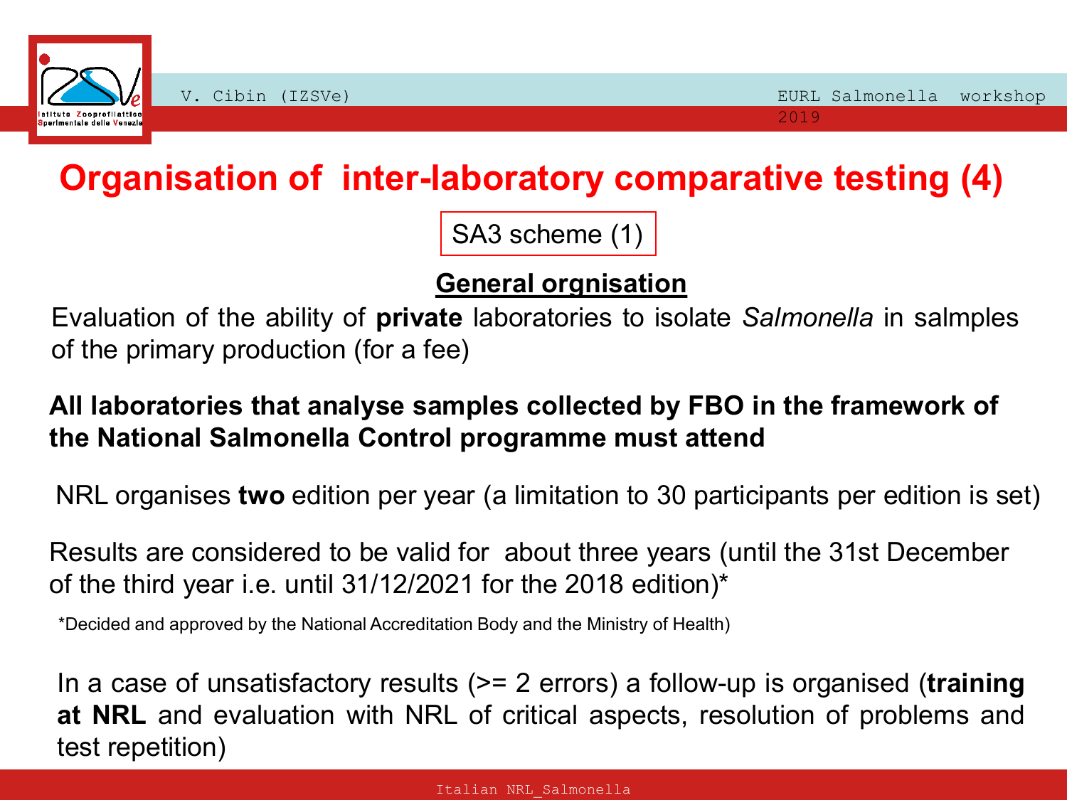# Organisation of inter-laboratory comparative testing (4)

SA3 scheme (1)

## General orgnisation

Evaluation of the ability of **private** laboratories to isolate *Salmonella* in salmples of the primary production (for a fee)

**All laboratories that analyse samples collected by FBO in the framework of the National Salmonella Control programme must attend**

NRL organises **two** edition per year (a limitation to 30 participants per edition is set)

Results are considered to be valid for about three years (until the 31st December of the third year i.e. until 31/12/2021 for the 2018 edition)*

*Decided and approved by the National Accreditation Body and the Ministry of Health)

In a case of unsatisfactory results (>= 2 errors) a follow-up is organised (**training at NRL** and evaluation with NRL of critical aspects, resolution of problems and test repetition)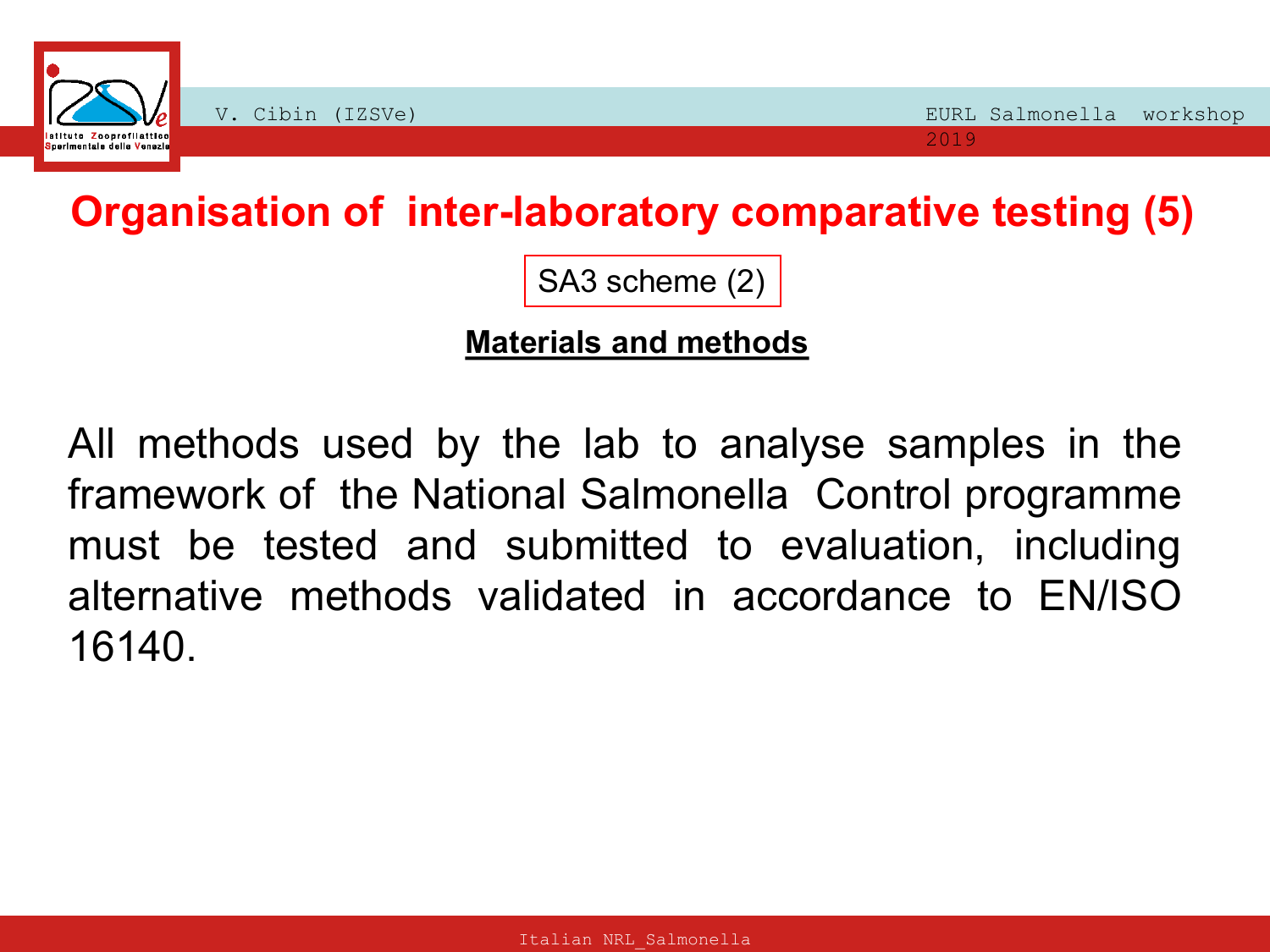# Organisation of inter-laboratory comparative testing (5)

SA3 scheme (2)

**Materials and methods**

All methods used by the lab to analyse samples in the framework of the National Salmonella Control programme must be tested and submitted to evaluation, including alternative methods validated in accordance to EN/ISO 16140.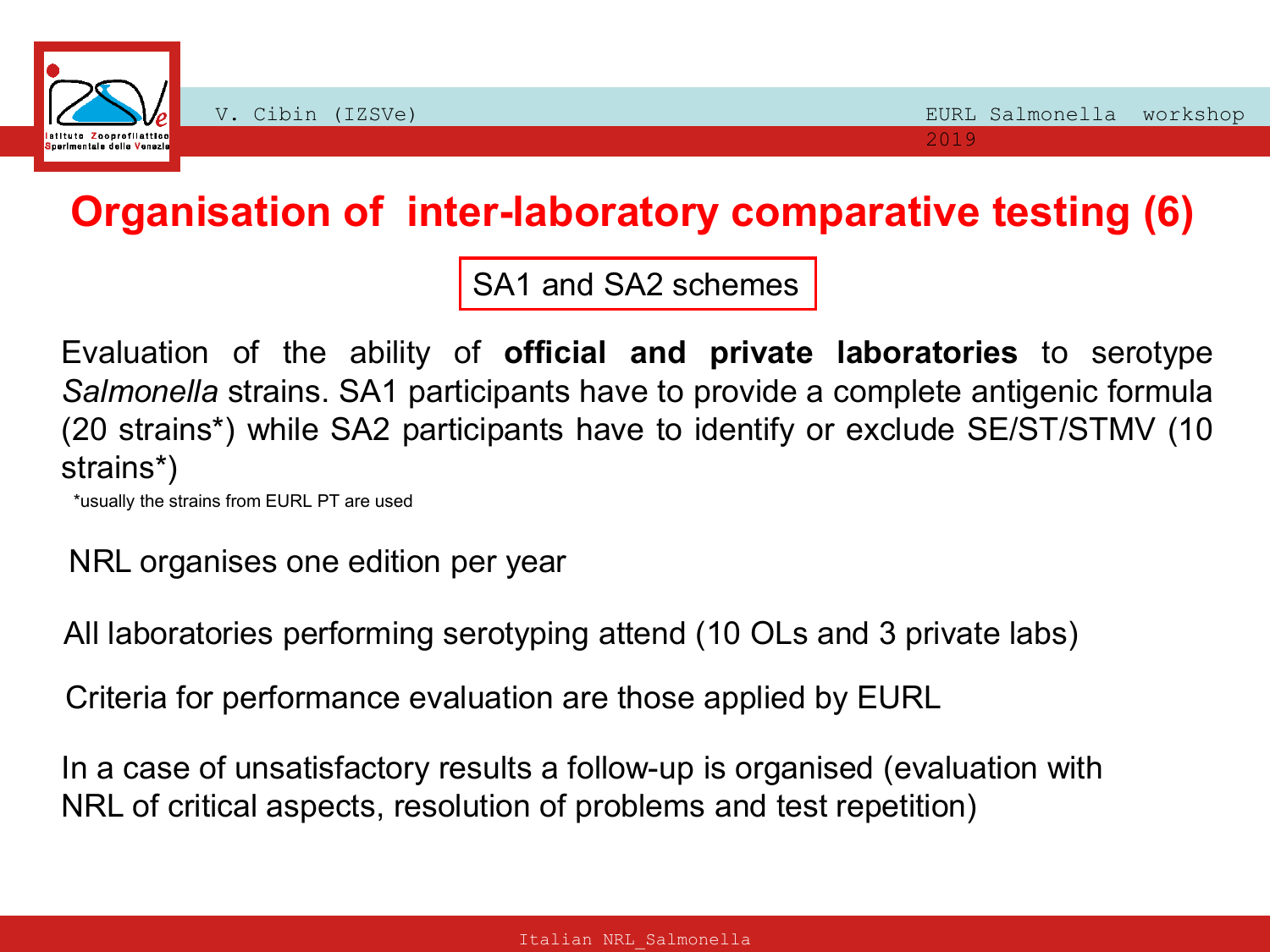# Organisation of inter-laboratory comparative testing (6)

SA1 and SA2 schemes

Evaluation of the ability of **official and private laboratories** to serotype *Salmonella* strains. SA1 participants have to provide a complete antigenic formula (20 strains*) while SA2 participants have to identify or exclude SE/ST/STMV (10 strains*)

*usually the strains from EURL PT are used

NRL organises one edition per year

All laboratories performing serotyping attend (10 OLs and 3 private labs)

Criteria for performance evaluation are those applied by EURL

In a case of unsatisfactory results a follow-up is organised (evaluation with NRL of critical aspects, resolution of problems and test repetition)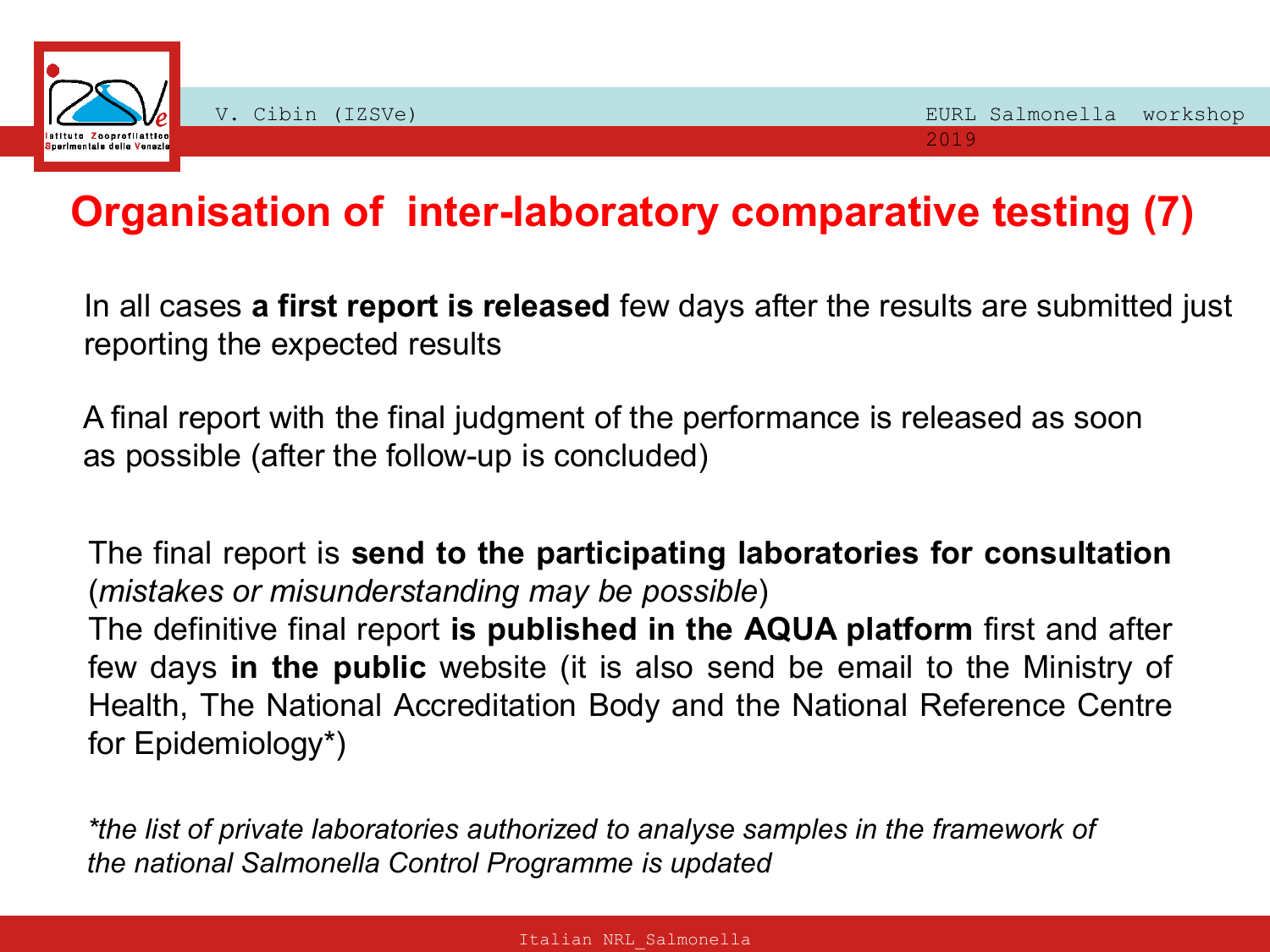# Organisation of inter-laboratory comparative testing (7)

In all cases **a first report is released** few days after the results are submitted just reporting the expected results

A final report with the final judgment of the performance is released as soon as possible (after the follow-up is concluded)

The final report is **send to the participating laboratories for consultation** (*mistakes or misunderstanding may be possible*)
The definitive final report **is published in the AQUA platform** first and after few days **in the public** website (it is also send be email to the Ministry of Health, The National Accreditation Body and the National Reference Centre for Epidemiology*)

*\*the list of private laboratories authorized to analyse samples in the framework of the national Salmonella Control Programme is updated*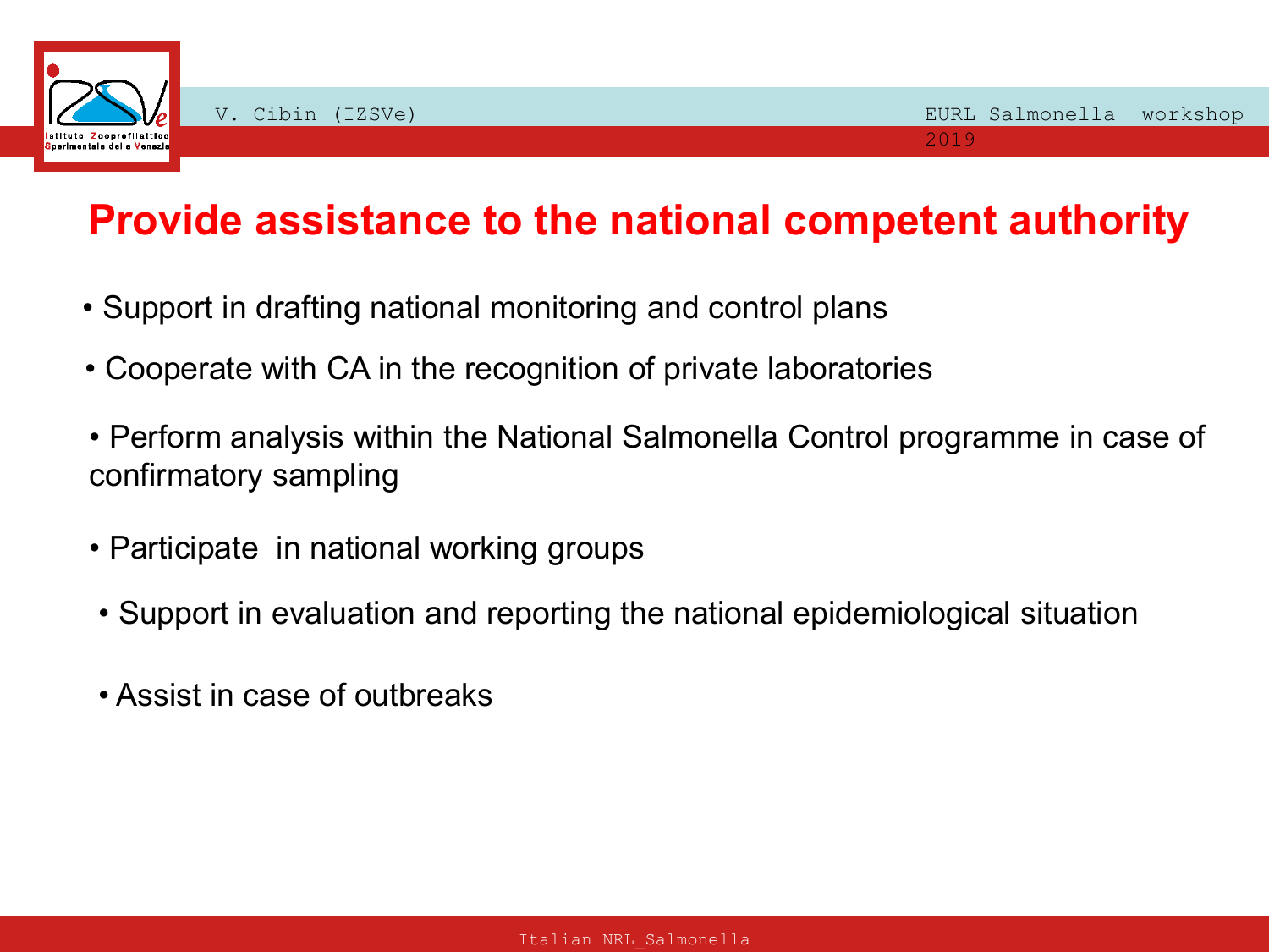# Provide assistance to the national competent authority

- Support in drafting national monitoring and control plans
- Cooperate with CA in the recognition of private laboratories
- Perform analysis within the National Salmonella Control programme in case of confirmatory sampling
- Participate in national working groups
- Support in evaluation and reporting the national epidemiological situation
- Assist in case of outbreaks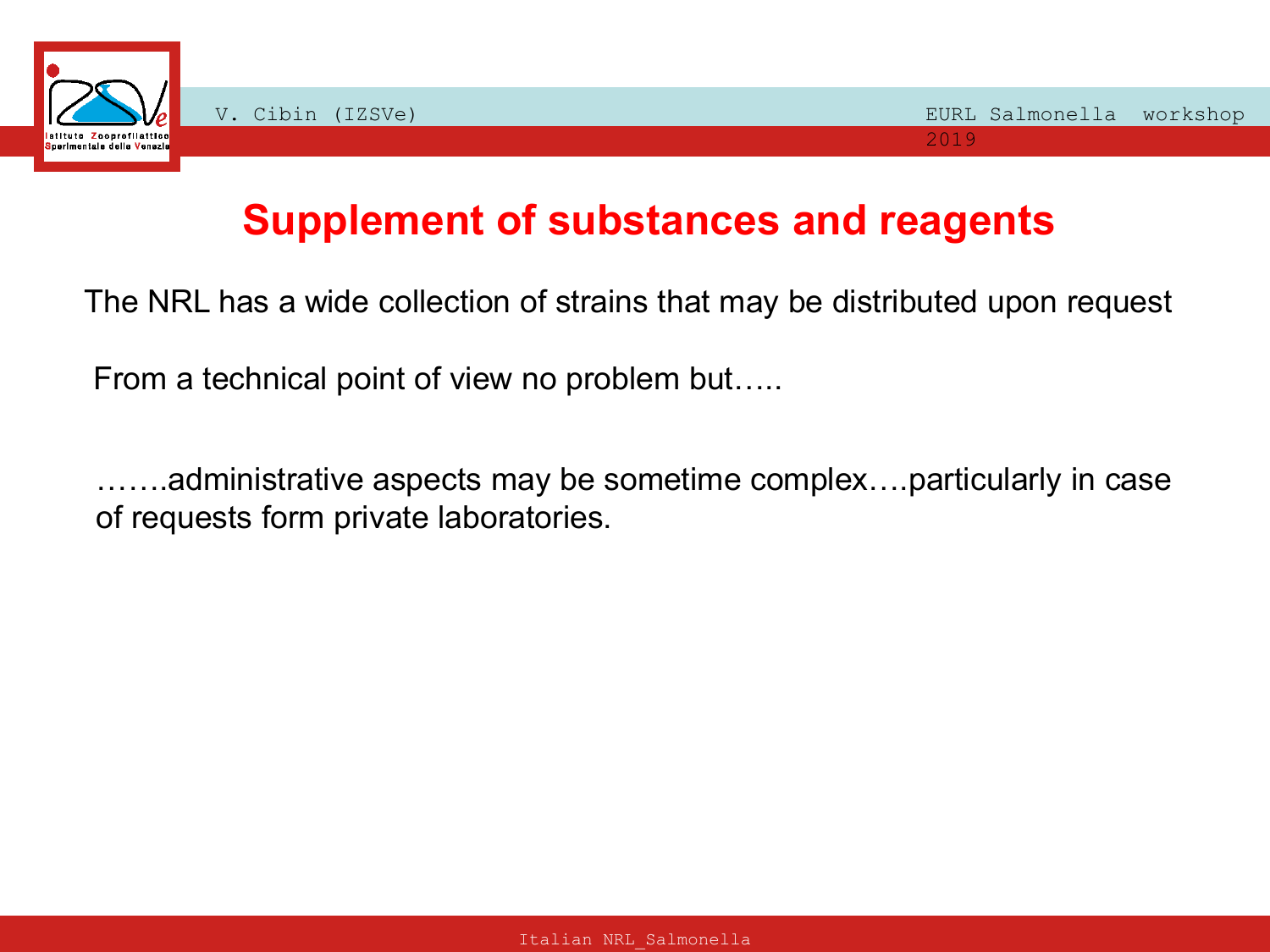# Supplement of substances and reagents

The NRL has a wide collection of strains that may be distributed upon request

From a technical point of view no problem but…..

…….administrative aspects may be sometime complex….particularly in case of requests form private laboratories.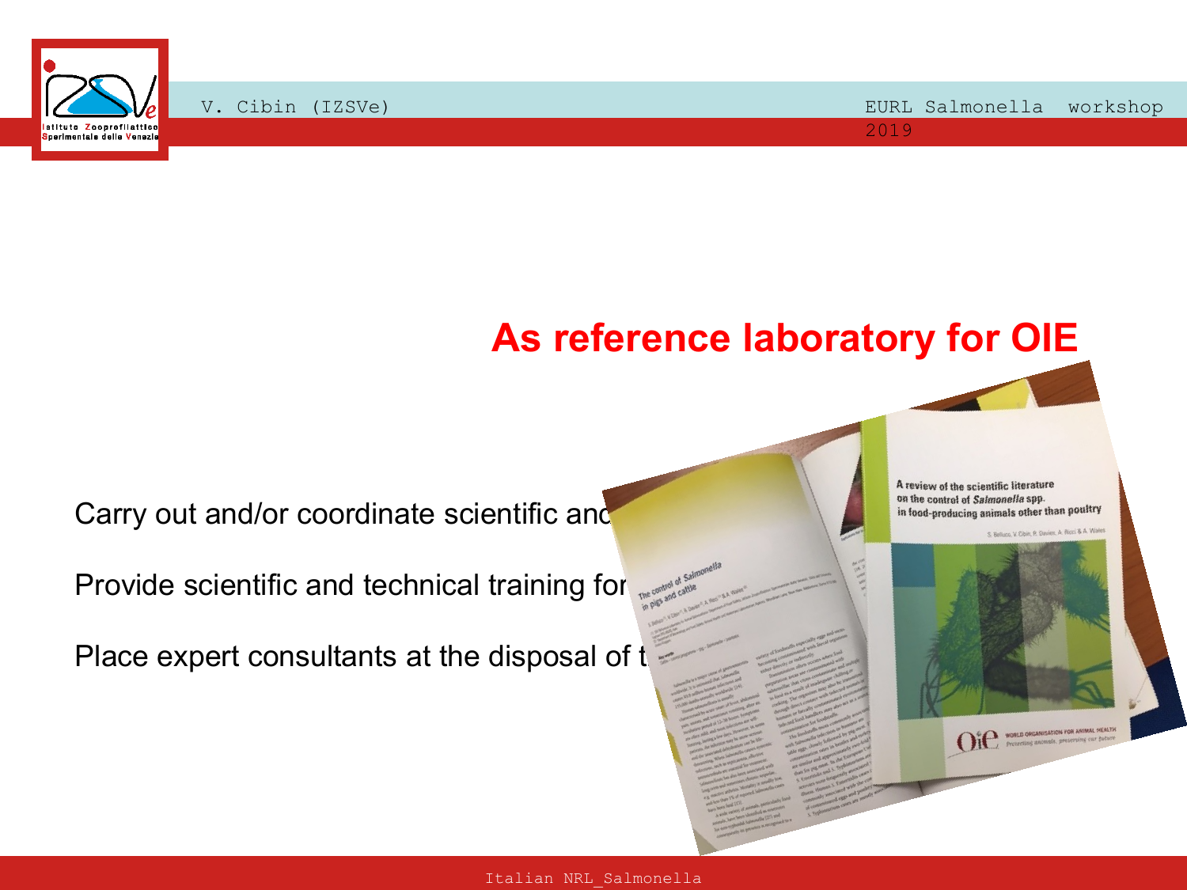## As reference laboratory for OIE

Carry out and/or coordinate scientific and

Provide scientific and technical training for

Place expert consultants at the disposal of t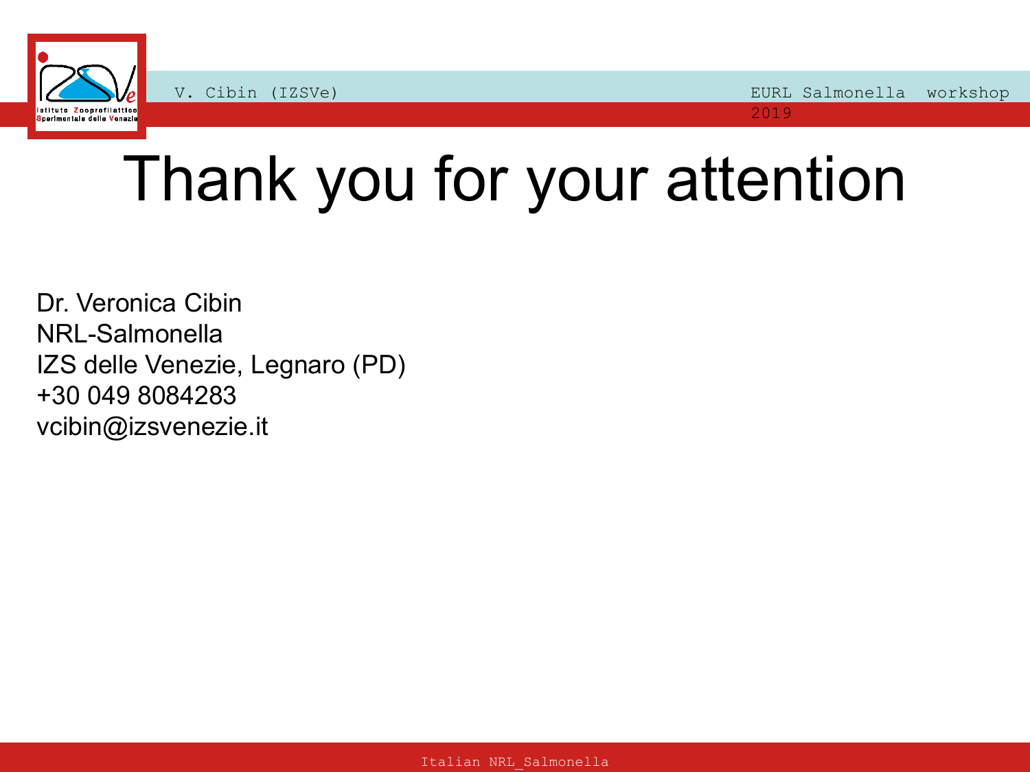# Thank you for your attention

Dr. Veronica Cibin
NRL-Salmonella
IZS delle Venezie, Legnaro (PD)
+30 049 8084283
vcibin@izsvenezie.it